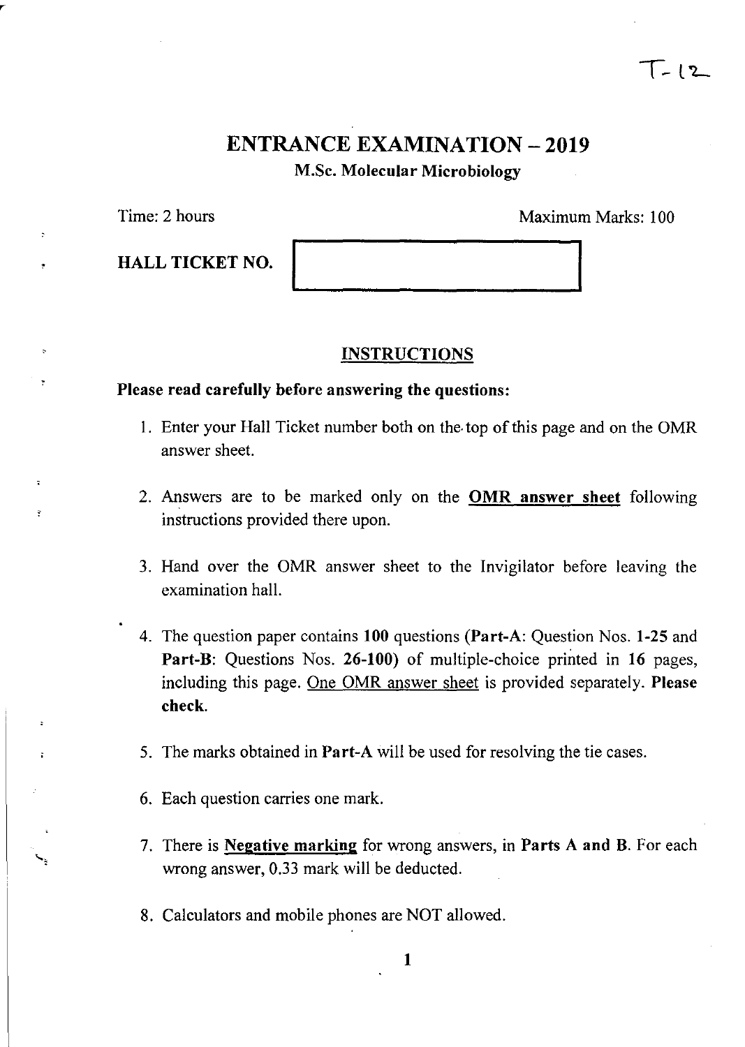T-12

# ENTRANCE EXAMINATION – 2019

## M.Sc. Molecular Microbiology

Time: 2 hours | Maximum Marks: 100

**HALL TICKET NO.**

### INSTRUCTIONS

**Please read carefully before answering the questions:**

1. Enter your Hall Ticket number both on the top of this page and on the OMR answer sheet.
2. Answers are to be marked only on the **OMR answer sheet** following instructions provided there upon.
3. Hand over the OMR answer sheet to the Invigilator before leaving the examination hall.
4. The question paper contains **100** questions (**Part-A**: Question Nos. **1-25** and **Part-B**: Questions Nos. **26-100**) of multiple-choice printed in **16** pages, including this page. One OMR answer sheet is provided separately. **Please check.**
5. The marks obtained in **Part-A** will be used for resolving the tie cases.
6. Each question carries one mark.
7. There is **Negative marking** for wrong answers, in **Parts A and B**. For each wrong answer, 0.33 mark will be deducted.
8. Calculators and mobile phones are NOT allowed.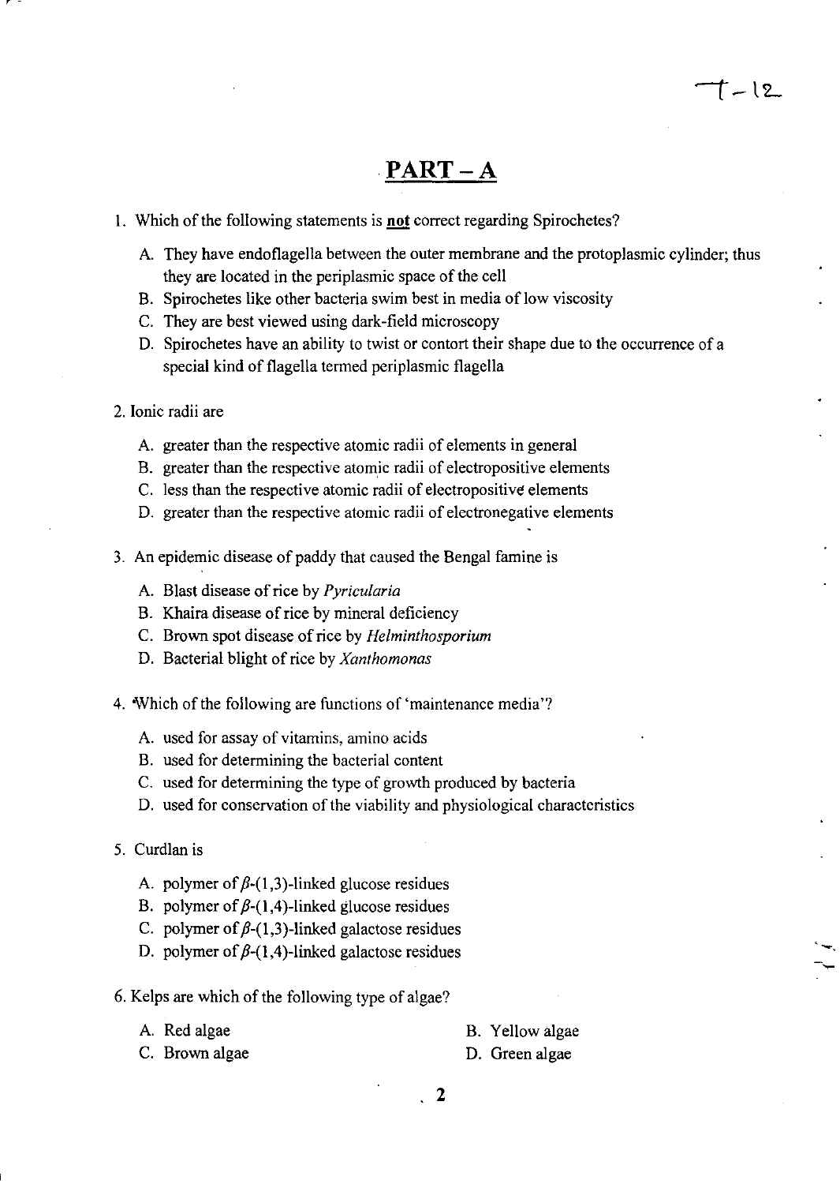## PART – A

1. Which of the following statements is **not** correct regarding Spirochetes?

   A. They have endoflagella between the outer membrane and the protoplasmic cylinder; thus they are located in the periplasmic space of the cell
   B. Spirochetes like other bacteria swim best in media of low viscosity
   C. They are best viewed using dark-field microscopy
   D. Spirochetes have an ability to twist or contort their shape due to the occurrence of a special kind of flagella termed periplasmic flagella

2. Ionic radii are

   A. greater than the respective atomic radii of elements in general
   B. greater than the respective atomic radii of electropositive elements
   C. less than the respective atomic radii of electropositive elements
   D. greater than the respective atomic radii of electronegative elements

3. An epidemic disease of paddy that caused the Bengal famine is

   A. Blast disease of rice by *Pyricularia*
   B. Khaira disease of rice by mineral deficiency
   C. Brown spot disease of rice by *Helminthosporium*
   D. Bacterial blight of rice by *Xanthomonas*

4. Which of the following are functions of 'maintenance media'?

   A. used for assay of vitamins, amino acids
   B. used for determining the bacterial content
   C. used for determining the type of growth produced by bacteria
   D. used for conservation of the viability and physiological characteristics

5. Curdlan is

   A. polymer of $\beta$-(1,3)-linked glucose residues
   B. polymer of $\beta$-(1,4)-linked glucose residues
   C. polymer of $\beta$-(1,3)-linked galactose residues
   D. polymer of $\beta$-(1,4)-linked galactose residues

6. Kelps are which of the following type of algae?

   A. Red algae
   B. Yellow algae
   C. Brown algae
   D. Green algae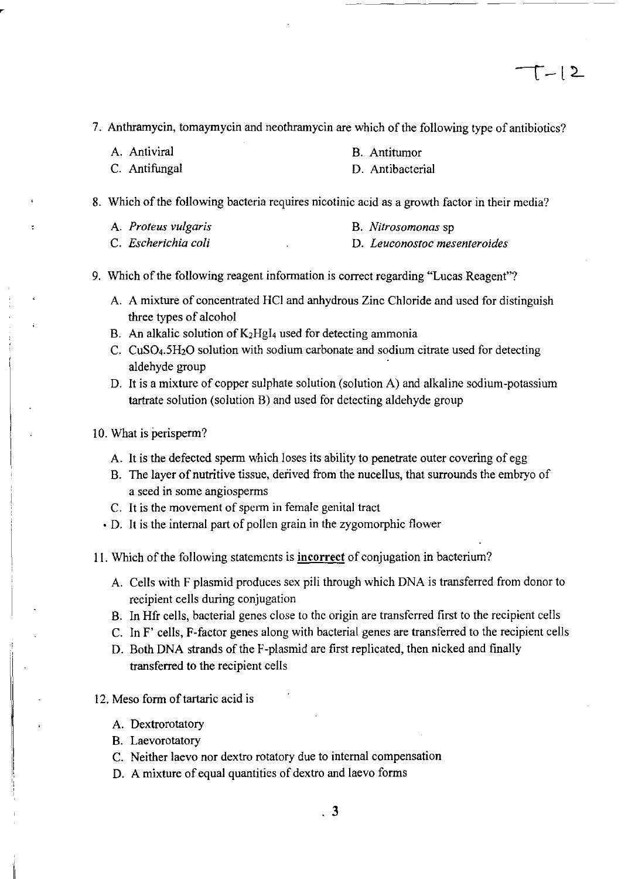7. Anthramycin, tomaymycin and neothramycin are which of the following type of antibiotics?

   A. Antiviral
   B. Antitumor
   C. Antifungal
   D. Antibacterial

8. Which of the following bacteria requires nicotinic acid as a growth factor in their media?

   A. *Proteus vulgaris*
   B. *Nitrosomonas* sp
   C. *Escherichia coli*
   D. *Leuconostoc mesenteroides*

9. Which of the following reagent information is correct regarding "Lucas Reagent"?

   A. A mixture of concentrated HCl and anhydrous Zinc Chloride and used for distinguish three types of alcohol
   B. An alkalic solution of $K_2HgI_4$ used for detecting ammonia
   C. $CuSO_4.5H_2O$ solution with sodium carbonate and sodium citrate used for detecting aldehyde group
   D. It is a mixture of copper sulphate solution (solution A) and alkaline sodium-potassium tartrate solution (solution B) and used for detecting aldehyde group

10. What is perisperm?

    A. It is the defected sperm which loses its ability to penetrate outer covering of egg
    B. The layer of nutritive tissue, derived from the nucellus, that surrounds the embryo of a seed in some angiosperms
    C. It is the movement of sperm in female genital tract
    D. It is the internal part of pollen grain in the zygomorphic flower

11. Which of the following statements is **incorrect** of conjugation in bacterium?

    A. Cells with F plasmid produces sex pili through which DNA is transferred from donor to recipient cells during conjugation
    B. In Hfr cells, bacterial genes close to the origin are transferred first to the recipient cells
    C. In F' cells, F-factor genes along with bacterial genes are transferred to the recipient cells
    D. Both DNA strands of the F-plasmid are first replicated, then nicked and finally transferred to the recipient cells

12. Meso form of tartaric acid is

    A. Dextrorotatory
    B. Laevorotatory
    C. Neither laevo nor dextro rotatory due to internal compensation
    D. A mixture of equal quantities of dextro and laevo forms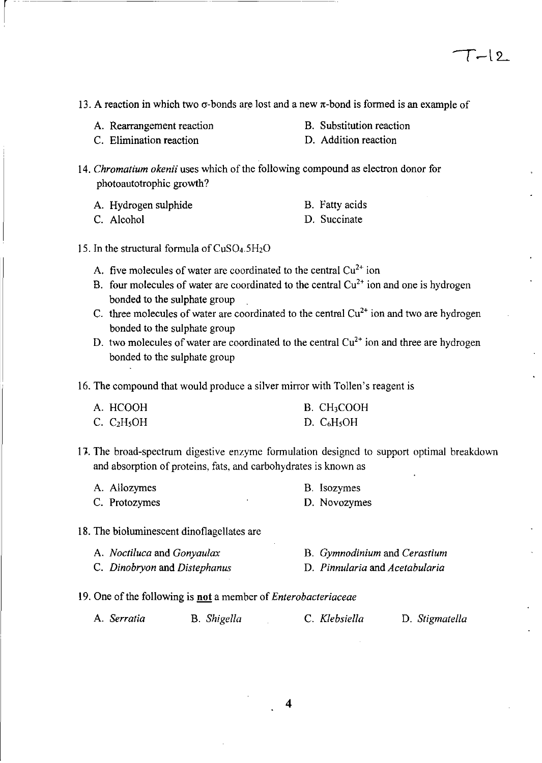13. A reaction in which two σ-bonds are lost and a new π-bond is formed is an example of

A. Rearrangement reaction
B. Substitution reaction
C. Elimination reaction
D. Addition reaction

14. *Chromatium okenii* uses which of the following compound as electron donor for photoautotrophic growth?

A. Hydrogen sulphide
B. Fatty acids
C. Alcohol
D. Succinate

15. In the structural formula of $CuSO_4.5H_2O$

A. five molecules of water are coordinated to the central $Cu^{2+}$ ion
B. four molecules of water are coordinated to the central $Cu^{2+}$ ion and one is hydrogen bonded to the sulphate group
C. three molecules of water are coordinated to the central $Cu^{2+}$ ion and two are hydrogen bonded to the sulphate group
D. two molecules of water are coordinated to the central $Cu^{2+}$ ion and three are hydrogen bonded to the sulphate group

16. The compound that would produce a silver mirror with Tollen's reagent is

A. HCOOH
B. $CH_3COOH$
C. $C_2H_5OH$
D. $C_6H_5OH$

17. The broad-spectrum digestive enzyme formulation designed to support optimal breakdown and absorption of proteins, fats, and carbohydrates is known as

A. Allozymes
B. Isozymes
C. Protozymes
D. Novozymes

18. The bioluminescent dinoflagellates are

A. *Noctiluca* and *Gonyaulax*
B. *Gymnodinium* and *Cerastium*
C. *Dinobryon* and *Distephanus*
D. *Pinnularia* and *Acetabularia*

19. One of the following is **not** a member of *Enterobacteriaceae*

A. *Serratia*
B. *Shigella*
C. *Klebsiella*
D. *Stigmatella*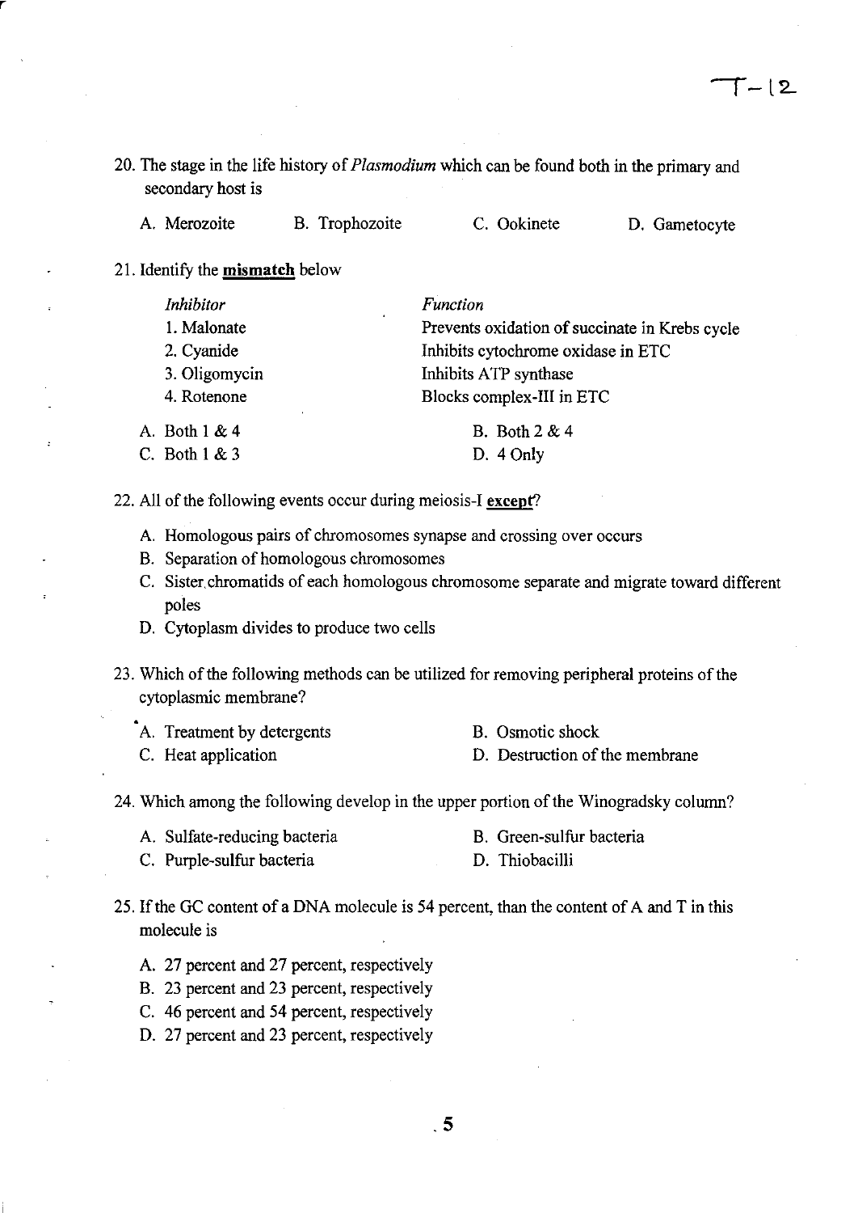20. The stage in the life history of *Plasmodium* which can be found both in the primary and secondary host is

    A. Merozoite  B. Trophozoite  C. Ookinete  D. Gametocyte

21. Identify the **mismatch** below

| *Inhibitor* | *Function* |
| --- | --- |
| 1. Malonate | Prevents oxidation of succinate in Krebs cycle |
| 2. Cyanide | Inhibits cytochrome oxidase in ETC |
| 3. Oligomycin | Inhibits ATP synthase |
| 4. Rotenone | Blocks complex-III in ETC |

    A. Both 1 & 4  B. Both 2 & 4
    C. Both 1 & 3  D. 4 Only

22. All of the following events occur during meiosis-I **except**?

    A. Homologous pairs of chromosomes synapse and crossing over occurs
    B. Separation of homologous chromosomes
    C. Sister chromatids of each homologous chromosome separate and migrate toward different poles
    D. Cytoplasm divides to produce two cells

23. Which of the following methods can be utilized for removing peripheral proteins of the cytoplasmic membrane?

    A. Treatment by detergents  B. Osmotic shock
    C. Heat application  D. Destruction of the membrane

24. Which among the following develop in the upper portion of the Winogradsky column?

    A. Sulfate-reducing bacteria  B. Green-sulfur bacteria
    C. Purple-sulfur bacteria  D. Thiobacilli

25. If the GC content of a DNA molecule is 54 percent, than the content of A and T in this molecule is

    A. 27 percent and 27 percent, respectively
    B. 23 percent and 23 percent, respectively
    C. 46 percent and 54 percent, respectively
    D. 27 percent and 23 percent, respectively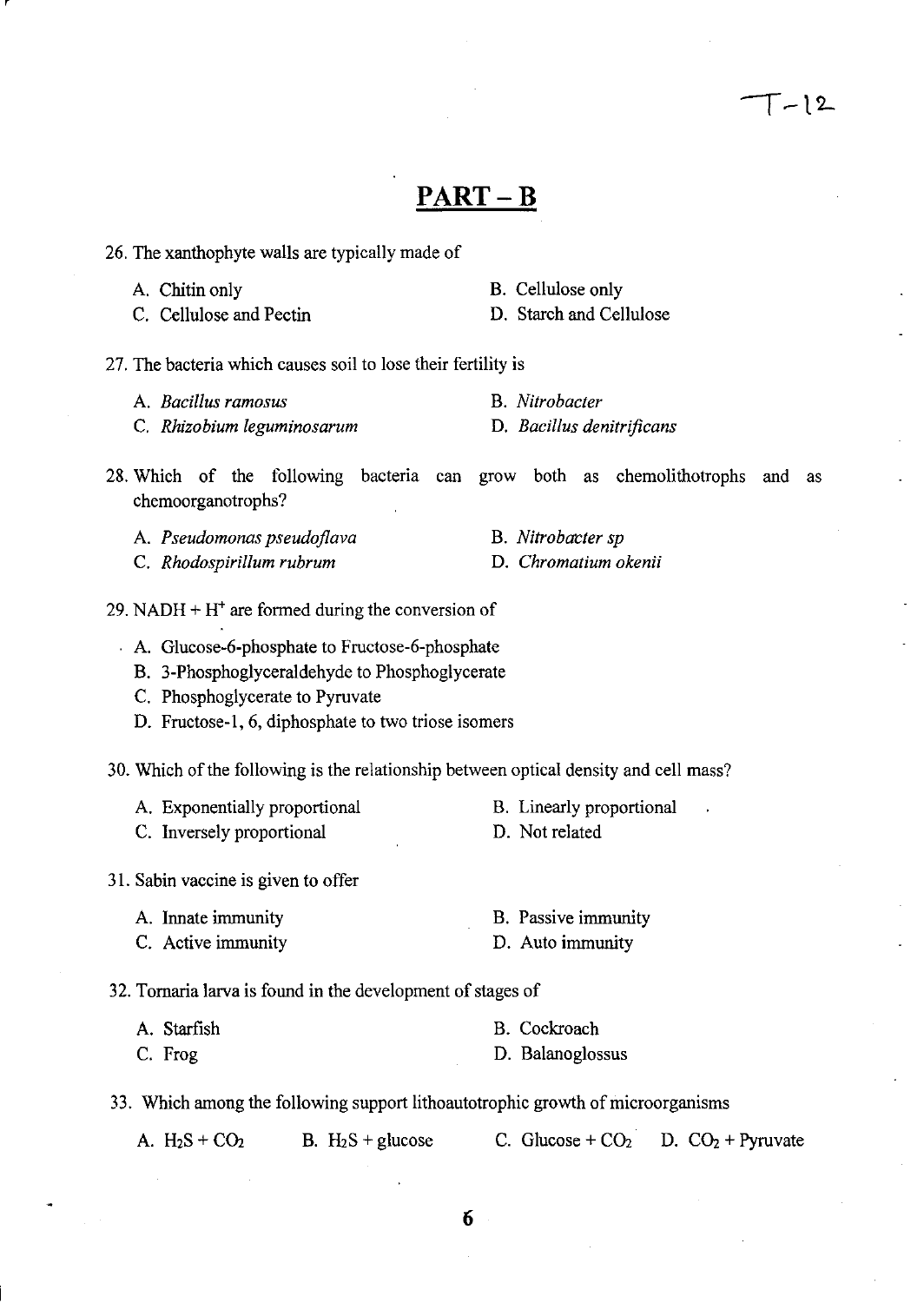## PART – B

26. The xanthophyte walls are typically made of

A. Chitin only
B. Cellulose only
C. Cellulose and Pectin
D. Starch and Cellulose

27. The bacteria which causes soil to lose their fertility is

A. *Bacillus ramosus*
B. *Nitrobacter*
C. *Rhizobium leguminosarum*
D. *Bacillus denitrificans*

28. Which of the following bacteria can grow both as chemolithotrophs and as chemoorganotrophs?

A. *Pseudomonas pseudoflava*
B. *Nitrobacter sp*
C. *Rhodospirillum rubrum*
D. *Chromatium okenii*

29. NADH + $H^+$ are formed during the conversion of

A. Glucose-6-phosphate to Fructose-6-phosphate
B. 3-Phosphoglyceraldehyde to Phosphoglycerate
C. Phosphoglycerate to Pyruvate
D. Fructose-1, 6, diphosphate to two triose isomers

30. Which of the following is the relationship between optical density and cell mass?

A. Exponentially proportional
B. Linearly proportional
C. Inversely proportional
D. Not related

31. Sabin vaccine is given to offer

A. Innate immunity
B. Passive immunity
C. Active immunity
D. Auto immunity

32. Tornaria larva is found in the development of stages of

A. Starfish
B. Cockroach
C. Frog
D. Balanoglossus

33. Which among the following support lithoautotrophic growth of microorganisms

A. $H_2S + CO_2$
B. $H_2S$ + glucose
C. Glucose + $CO_2$
D. $CO_2$ + Pyruvate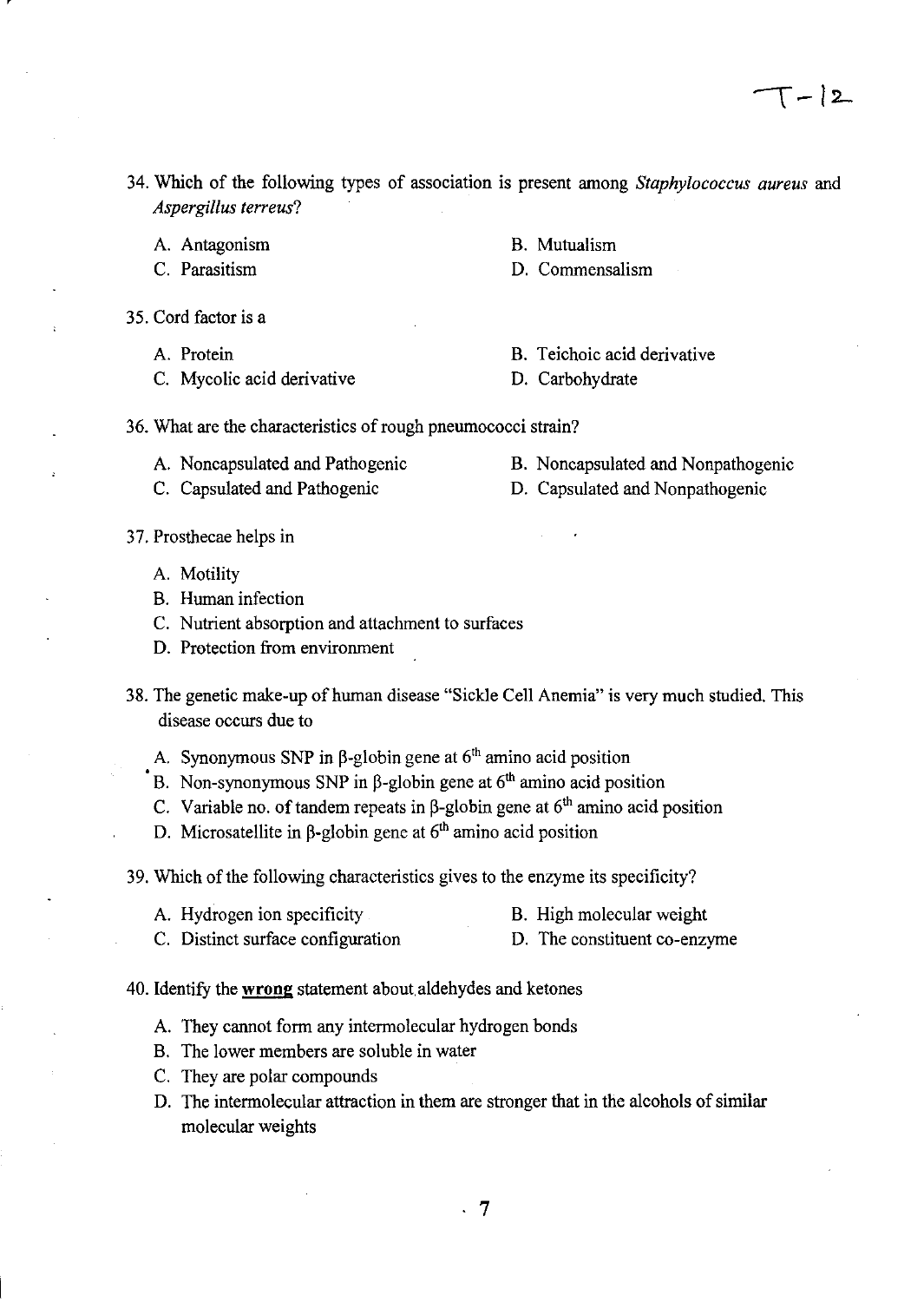T-12

34. Which of the following types of association is present among *Staphylococcus aureus* and *Aspergillus terreus*?

    A. Antagonism
    B. Mutualism
    C. Parasitism
    D. Commensalism

35. Cord factor is a

    A. Protein
    B. Teichoic acid derivative
    C. Mycolic acid derivative
    D. Carbohydrate

36. What are the characteristics of rough pneumococci strain?

    A. Noncapsulated and Pathogenic
    B. Noncapsulated and Nonpathogenic
    C. Capsulated and Pathogenic
    D. Capsulated and Nonpathogenic

37. Prosthecae helps in

    A. Motility
    B. Human infection
    C. Nutrient absorption and attachment to surfaces
    D. Protection from environment

38. The genetic make-up of human disease "Sickle Cell Anemia" is very much studied. This disease occurs due to

    A. Synonymous SNP in β-globin gene at $6^{th}$ amino acid position
    B. Non-synonymous SNP in β-globin gene at $6^{th}$ amino acid position
    C. Variable no. of tandem repeats in β-globin gene at $6^{th}$ amino acid position
    D. Microsatellite in β-globin gene at $6^{th}$ amino acid position

39. Which of the following characteristics gives to the enzyme its specificity?

    A. Hydrogen ion specificity
    B. High molecular weight
    C. Distinct surface configuration
    D. The constituent co-enzyme

40. Identify the **wrong** statement about aldehydes and ketones

    A. They cannot form any intermolecular hydrogen bonds
    B. The lower members are soluble in water
    C. They are polar compounds
    D. The intermolecular attraction in them are stronger that in the alcohols of similar molecular weights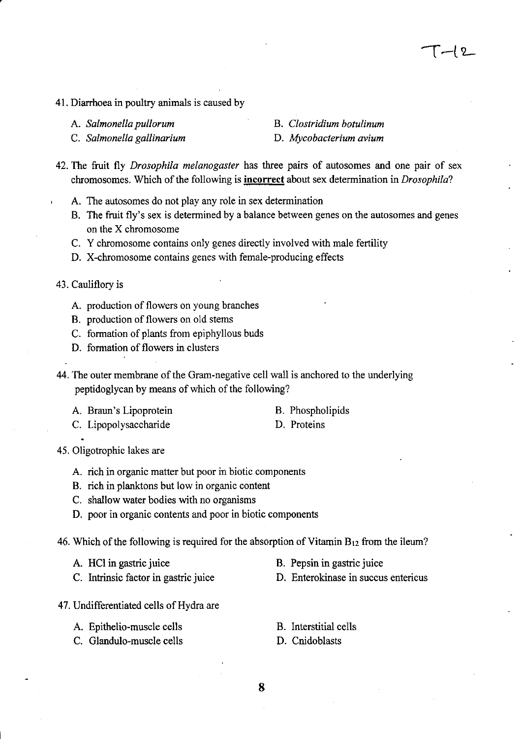41. Diarrhoea in poultry animals is caused by

A. *Salmonella pullorum*
B. *Clostridium botulinum*
C. *Salmonella gallinarium*
D. *Mycobacterium avium*

42. The fruit fly *Drosophila melanogaster* has three pairs of autosomes and one pair of sex chromosomes. Which of the following is **incorrect** about sex determination in *Drosophila*?

A. The autosomes do not play any role in sex determination
B. The fruit fly's sex is determined by a balance between genes on the autosomes and genes on the X chromosome
C. Y chromosome contains only genes directly involved with male fertility
D. X-chromosome contains genes with female-producing effects

43. Cauliflory is

A. production of flowers on young branches
B. production of flowers on old stems
C. formation of plants from epiphyllous buds
D. formation of flowers in clusters

44. The outer membrane of the Gram-negative cell wall is anchored to the underlying peptidoglycan by means of which of the following?

A. Braun's Lipoprotein
B. Phospholipids
C. Lipopolysaccharide
D. Proteins

45. Oligotrophic lakes are

A. rich in organic matter but poor in biotic components
B. rich in planktons but low in organic content
C. shallow water bodies with no organisms
D. poor in organic contents and poor in biotic components

46. Which of the following is required for the absorption of Vitamin $B_{12}$ from the ileum?

A. HCl in gastric juice
B. Pepsin in gastric juice
C. Intrinsic factor in gastric juice
D. Enterokinase in succus entericus

47. Undifferentiated cells of Hydra are

A. Epithelio-muscle cells
B. Interstitial cells
C. Glandulo-muscle cells
D. Cnidoblasts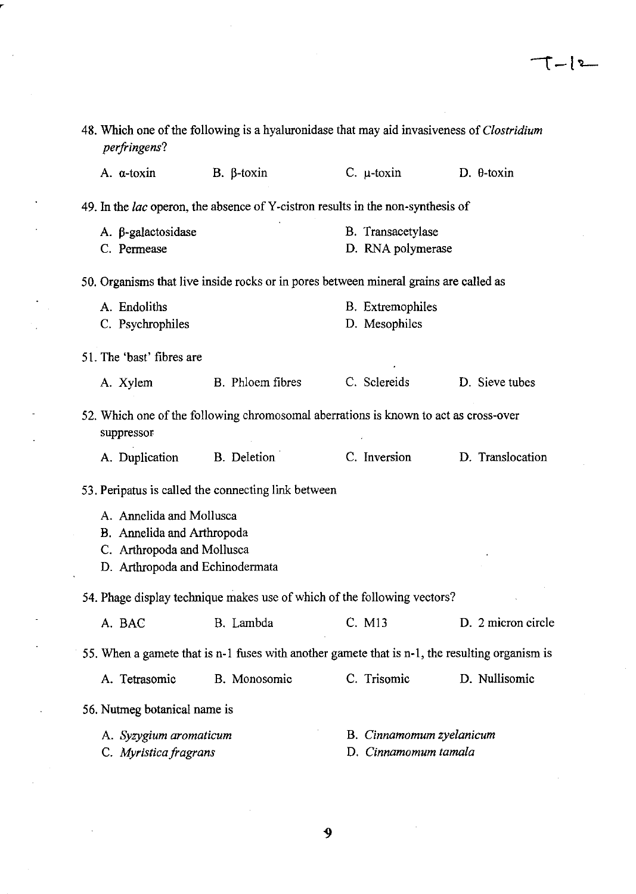48. Which one of the following is a hyaluronidase that may aid invasiveness of *Clostridium perfringens*?

A. α-toxin B. β-toxin C. μ-toxin D. θ-toxin

49. In the *lac* operon, the absence of Y-cistron results in the non-synthesis of

A. β-galactosidase
B. Transacetylase
C. Permease
D. RNA polymerase

50. Organisms that live inside rocks or in pores between mineral grains are called as

A. Endoliths
B. Extremophiles
C. Psychrophiles
D. Mesophiles

51. The 'bast' fibres are

A. Xylem B. Phloem fibres C. Sclereids D. Sieve tubes

52. Which one of the following chromosomal aberrations is known to act as cross-over suppressor

A. Duplication B. Deletion C. Inversion D. Translocation

53. Peripatus is called the connecting link between

A. Annelida and Mollusca
B. Annelida and Arthropoda
C. Arthropoda and Mollusca
D. Arthropoda and Echinodermata

54. Phage display technique makes use of which of the following vectors?

A. BAC B. Lambda C. M13 D. 2 micron circle

55. When a gamete that is n-1 fuses with another gamete that is n-1, the resulting organism is

A. Tetrasomic B. Monosomic C. Trisomic D. Nullisomic

56. Nutmeg botanical name is

A. *Syzygium aromaticum*
B. *Cinnamomum zyelanicum*
C. *Myristica fragrans*
D. *Cinnamomum tamala*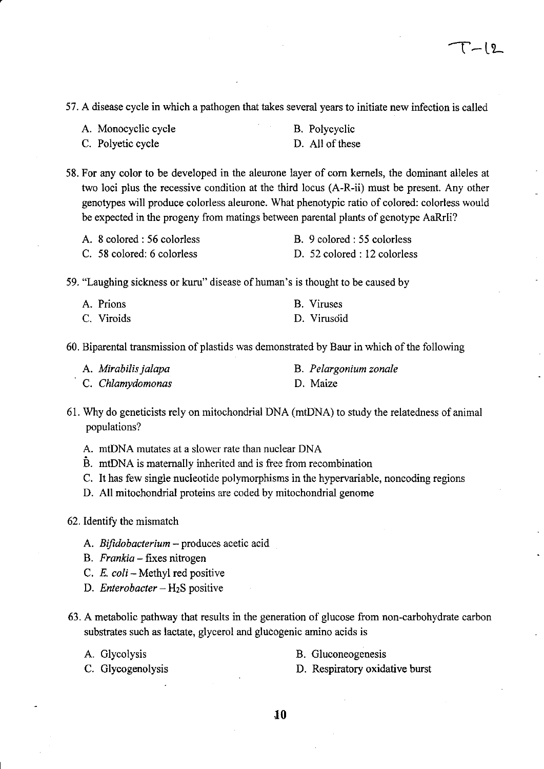57. A disease cycle in which a pathogen that takes several years to initiate new infection is called

A. Monocyclic cycle
B. Polycyclic
C. Polyetic cycle
D. All of these

58. For any color to be developed in the aleurone layer of corn kernels, the dominant alleles at two loci plus the recessive condition at the third locus (A-R-ii) must be present. Any other genotypes will produce colorless aleurone. What phenotypic ratio of colored: colorless would be expected in the progeny from matings between parental plants of genotype AaRrIi?

A. 8 colored : 56 colorless
B. 9 colored : 55 colorless
C. 58 colored: 6 colorless
D. 52 colored : 12 colorless

59. "Laughing sickness or kuru" disease of human's is thought to be caused by

A. Prions
B. Viruses
C. Viroids
D. Virusoid

60. Biparental transmission of plastids was demonstrated by Baur in which of the following

A. *Mirabilis jalapa*
B. *Pelargonium zonale*
C. *Chlamydomonas*
D. Maize

61. Why do geneticists rely on mitochondrial DNA (mtDNA) to study the relatedness of animal populations?

A. mtDNA mutates at a slower rate than nuclear DNA
B. mtDNA is maternally inherited and is free from recombination
C. It has few single nucleotide polymorphisms in the hypervariable, noncoding regions
D. All mitochondrial proteins are coded by mitochondrial genome

62. Identify the mismatch

A. *Bifidobacterium* – produces acetic acid
B. *Frankia* – fixes nitrogen
C. *E. coli* – Methyl red positive
D. *Enterobacter* – $H_2S$ positive

63. A metabolic pathway that results in the generation of glucose from non-carbohydrate carbon substrates such as lactate, glycerol and glucogenic amino acids is

A. Glycolysis
B. Gluconeogenesis
C. Glycogenolysis
D. Respiratory oxidative burst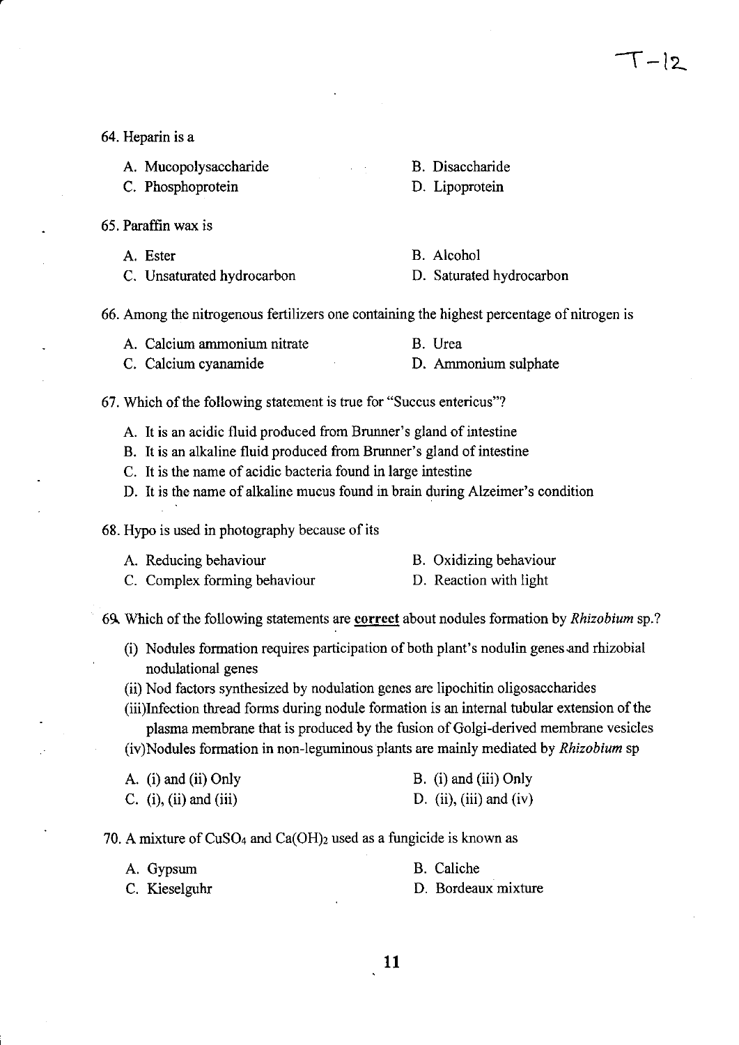64. Heparin is a

A. Mucopolysaccharide
B. Disaccharide
C. Phosphoprotein
D. Lipoprotein

65. Paraffin wax is

A. Ester
B. Alcohol
C. Unsaturated hydrocarbon
D. Saturated hydrocarbon

66. Among the nitrogenous fertilizers one containing the highest percentage of nitrogen is

A. Calcium ammonium nitrate
B. Urea
C. Calcium cyanamide
D. Ammonium sulphate

67. Which of the following statement is true for "Succus entericus"?

A. It is an acidic fluid produced from Brunner's gland of intestine
B. It is an alkaline fluid produced from Brunner's gland of intestine
C. It is the name of acidic bacteria found in large intestine
D. It is the name of alkaline mucus found in brain during Alzeimer's condition

68. Hypo is used in photography because of its

A. Reducing behaviour
B. Oxidizing behaviour
C. Complex forming behaviour
D. Reaction with light

69. Which of the following statements are **correct** about nodules formation by *Rhizobium* sp.?

(i) Nodules formation requires participation of both plant's nodulin genes and rhizobial nodulational genes
(ii) Nod factors synthesized by nodulation genes are lipochitin oligosaccharides
(iii) Infection thread forms during nodule formation is an internal tubular extension of the plasma membrane that is produced by the fusion of Golgi-derived membrane vesicles
(iv) Nodules formation in non-leguminous plants are mainly mediated by *Rhizobium* sp

A. (i) and (ii) Only
B. (i) and (iii) Only
C. (i), (ii) and (iii)
D. (ii), (iii) and (iv)

70. A mixture of $CuSO_4$ and $Ca(OH)_2$ used as a fungicide is known as

A. Gypsum
B. Caliche
C. Kieselguhr
D. Bordeaux mixture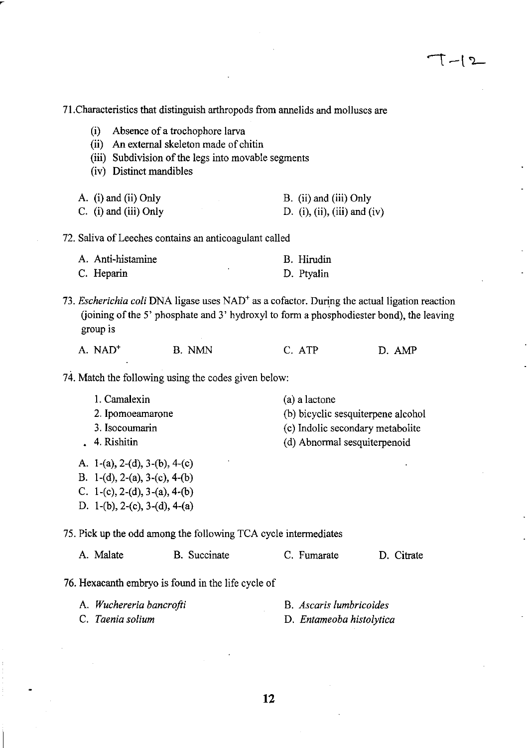71.Characteristics that distinguish arthropods from annelids and molluscs are

(i) Absence of a trochophore larva
(ii) An external skeleton made of chitin
(iii) Subdivision of the legs into movable segments
(iv) Distinct mandibles

A. (i) and (ii) Only
B. (ii) and (iii) Only
C. (i) and (iii) Only
D. (i), (ii), (iii) and (iv)

72. Saliva of Leeches contains an anticoagulant called

A. Anti-histamine
B. Hirudin
C. Heparin
D. Ptyalin

73. *Escherichia coli* DNA ligase uses $NAD^+$ as a cofactor. During the actual ligation reaction (joining of the 5' phosphate and 3' hydroxyl to form a phosphodiester bond), the leaving group is

A. $NAD^+$
B. NMN
C. ATP
D. AMP

74. Match the following using the codes given below:

1. Camalexin — (a) a lactone
2. Ipomoeamarone — (b) bicyclic sesquiterpene alcohol
3. Isocoumarin — (c) Indolic secondary metabolite
4. Rishitin — (d) Abnormal sesquiterpenoid

A. 1-(a), 2-(d), 3-(b), 4-(c)
B. 1-(d), 2-(a), 3-(c), 4-(b)
C. 1-(c), 2-(d), 3-(a), 4-(b)
D. 1-(b), 2-(c), 3-(d), 4-(a)

75. Pick up the odd among the following TCA cycle intermediates

A. Malate
B. Succinate
C. Fumarate
D. Citrate

76. Hexacanth embryo is found in the life cycle of

A. *Wuchereria bancrofti*
B. *Ascaris lumbricoides*
C. *Taenia solium*
D. *Entameoba histolytica*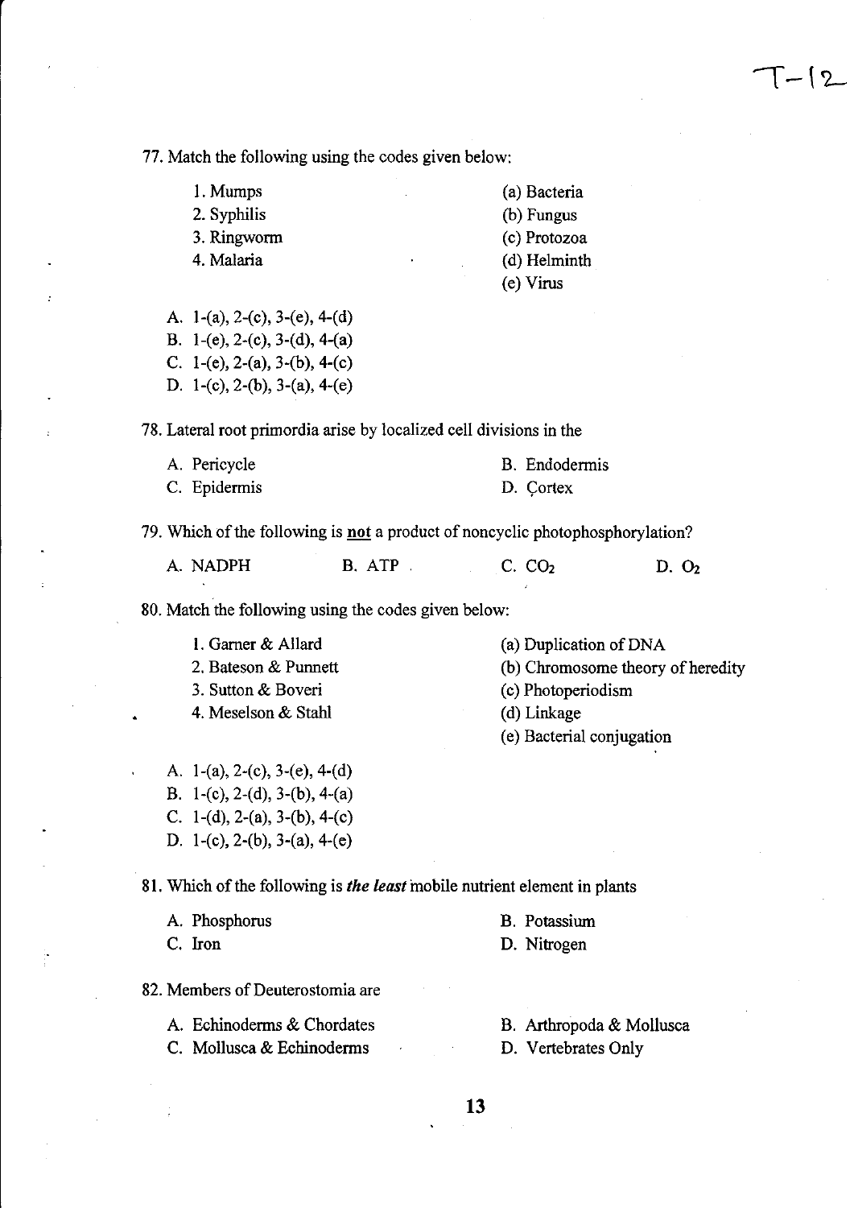77. Match the following using the codes given below:

| | |
|---|---|
| 1. Mumps | (a) Bacteria |
| 2. Syphilis | (b) Fungus |
| 3. Ringworm | (c) Protozoa |
| 4. Malaria | (d) Helminth |
| | (e) Virus |

A. 1-(a), 2-(c), 3-(e), 4-(d)
B. 1-(e), 2-(c), 3-(d), 4-(a)
C. 1-(e), 2-(a), 3-(b), 4-(c)
D. 1-(c), 2-(b), 3-(a), 4-(e)

78. Lateral root primordia arise by localized cell divisions in the

A. Pericycle
B. Endodermis
C. Epidermis
D. Çortex

79. Which of the following is **not** a product of noncyclic photophosphorylation?

A. NADPH
B. ATP
C. $CO_2$
D. $O_2$

80. Match the following using the codes given below:

| | |
|---|---|
| 1. Garner & Allard | (a) Duplication of DNA |
| 2. Bateson & Punnett | (b) Chromosome theory of heredity |
| 3. Sutton & Boveri | (c) Photoperiodism |
| 4. Meselson & Stahl | (d) Linkage |
| | (e) Bacterial conjugation |

A. 1-(a), 2-(c), 3-(e), 4-(d)
B. 1-(c), 2-(d), 3-(b), 4-(a)
C. 1-(d), 2-(a), 3-(b), 4-(c)
D. 1-(c), 2-(b), 3-(a), 4-(e)

81. Which of the following is ***the least*** mobile nutrient element in plants

A. Phosphorus
B. Potassium
C. Iron
D. Nitrogen

82. Members of Deuterostomia are

A. Echinoderms & Chordates
B. Arthropoda & Mollusca
C. Mollusca & Echinoderms
D. Vertebrates Only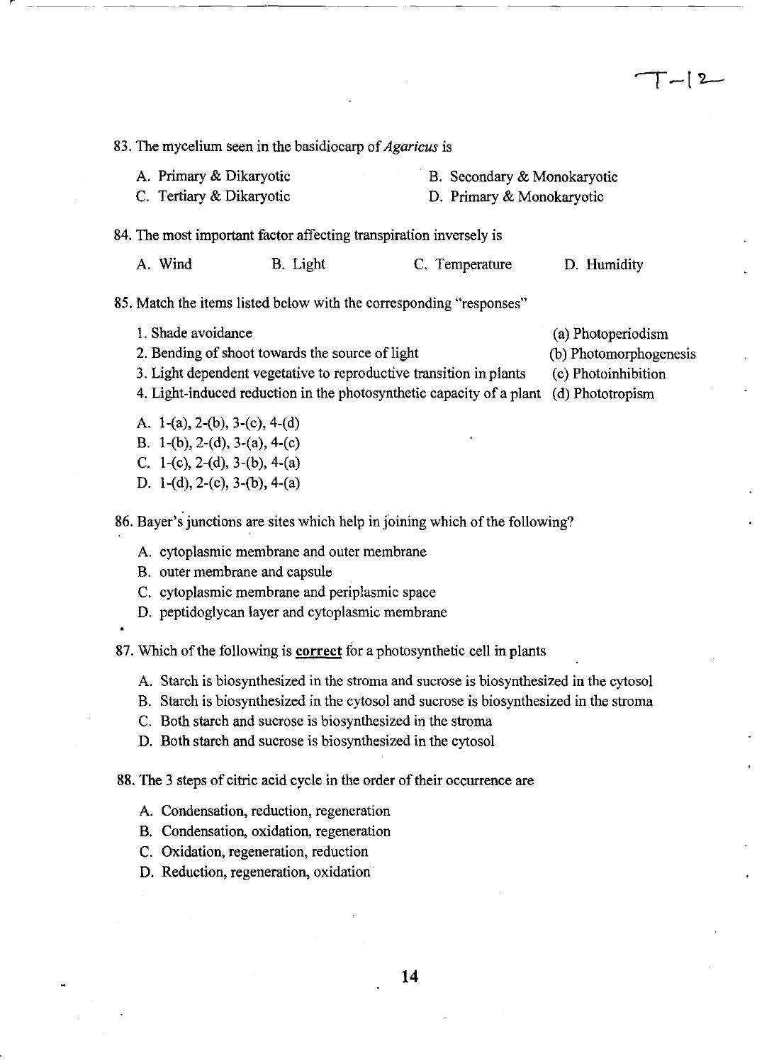T-12

83. The mycelium seen in the basidiocarp of *Agaricus* is

A. Primary & Dikaryotic
B. Secondary & Monokaryotic
C. Tertiary & Dikaryotic
D. Primary & Monokaryotic

84. The most important factor affecting transpiration inversely is

A. Wind
B. Light
C. Temperature
D. Humidity

85. Match the items listed below with the corresponding "responses"

1. Shade avoidance — (a) Photoperiodism
2. Bending of shoot towards the source of light — (b) Photomorphogenesis
3. Light dependent vegetative to reproductive transition in plants — (c) Photoinhibition
4. Light-induced reduction in the photosynthetic capacity of a plant — (d) Phototropism

A. 1-(a), 2-(b), 3-(c), 4-(d)
B. 1-(b), 2-(d), 3-(a), 4-(c)
C. 1-(c), 2-(d), 3-(b), 4-(a)
D. 1-(d), 2-(c), 3-(b), 4-(a)

86. Bayer's junctions are sites which help in joining which of the following?

A. cytoplasmic membrane and outer membrane
B. outer membrane and capsule
C. cytoplasmic membrane and periplasmic space
D. peptidoglycan layer and cytoplasmic membrane

87. Which of the following is **correct** for a photosynthetic cell in plants

A. Starch is biosynthesized in the stroma and sucrose is biosynthesized in the cytosol
B. Starch is biosynthesized in the cytosol and sucrose is biosynthesized in the stroma
C. Both starch and sucrose is biosynthesized in the stroma
D. Both starch and sucrose is biosynthesized in the cytosol

88. The 3 steps of citric acid cycle in the order of their occurrence are

A. Condensation, reduction, regeneration
B. Condensation, oxidation, regeneration
C. Oxidation, regeneration, reduction
D. Reduction, regeneration, oxidation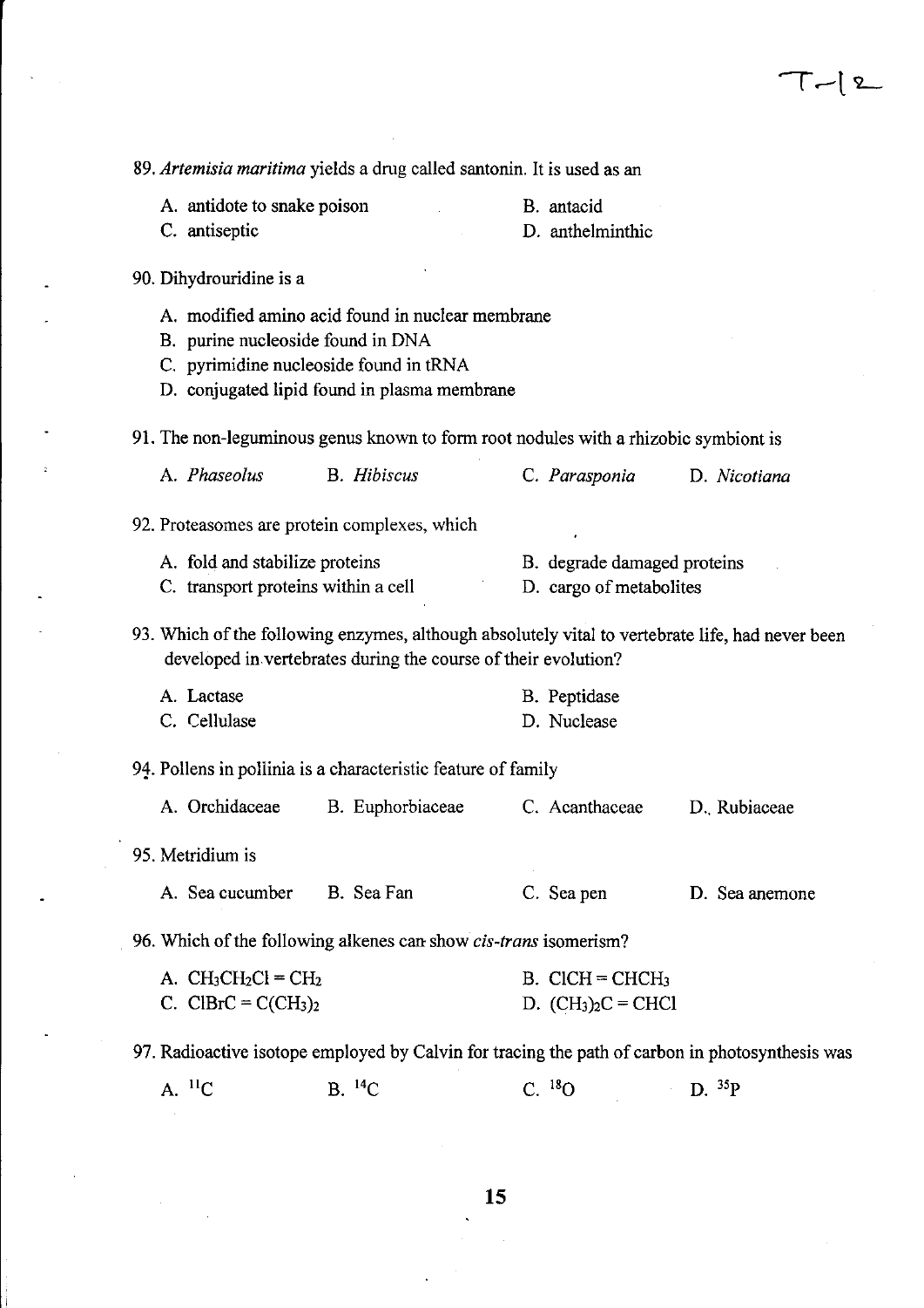89. *Artemisia maritima* yields a drug called santonin. It is used as an

A. antidote to snake poison
B. antacid
C. antiseptic
D. anthelminthic

90. Dihydrouridine is a

A. modified amino acid found in nuclear membrane
B. purine nucleoside found in DNA
C. pyrimidine nucleoside found in tRNA
D. conjugated lipid found in plasma membrane

91. The non-leguminous genus known to form root nodules with a rhizobic symbiont is

A. *Phaseolus*
B. *Hibiscus*
C. *Parasponia*
D. *Nicotiana*

92. Proteasomes are protein complexes, which

A. fold and stabilize proteins
B. degrade damaged proteins
C. transport proteins within a cell
D. cargo of metabolites

93. Which of the following enzymes, although absolutely vital to vertebrate life, had never been developed in vertebrates during the course of their evolution?

A. Lactase
B. Peptidase
C. Cellulase
D. Nuclease

94. Pollens in pollinia is a characteristic feature of family

A. Orchidaceae
B. Euphorbiaceae
C. Acanthaceae
D. Rubiaceae

95. Metridium is

A. Sea cucumber
B. Sea Fan
C. Sea pen
D. Sea anemone

96. Which of the following alkenes can show *cis-trans* isomerism?

A. $CH_3CH_2Cl = CH_2$
B. $ClCH = CHCH_3$
C. $ClBrC = C(CH_3)_2$
D. $(CH_3)_2C = CHCl$

97. Radioactive isotope employed by Calvin for tracing the path of carbon in photosynthesis was

A. $^{11}C$
B. $^{14}C$
C. $^{18}O$
D. $^{35}P$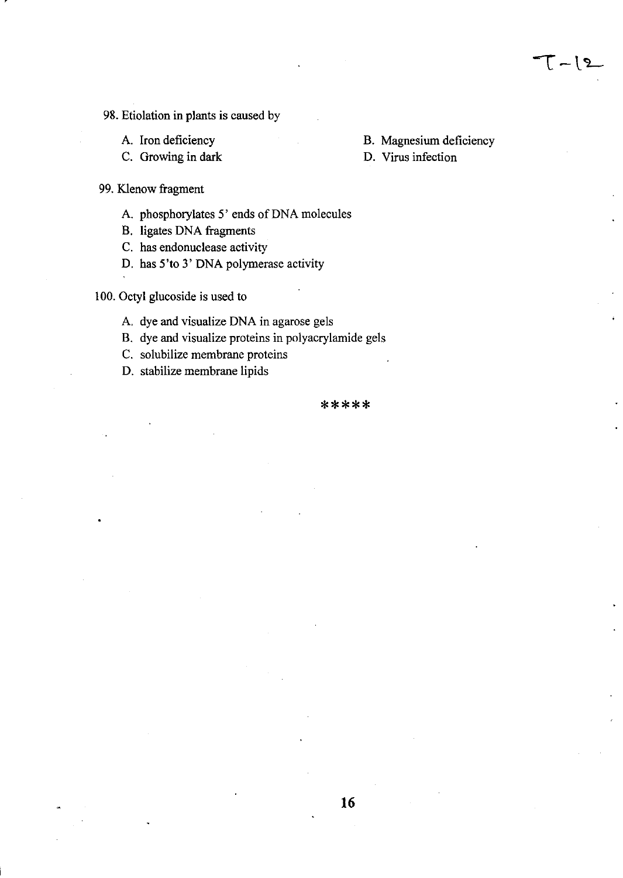98. Etiolation in plants is caused by

A. Iron deficiency
B. Magnesium deficiency
C. Growing in dark
D. Virus infection

99. Klenow fragment

A. phosphorylates 5' ends of DNA molecules
B. ligates DNA fragments
C. has endonuclease activity
D. has 5'to 3' DNA polymerase activity

100. Octyl glucoside is used to

A. dye and visualize DNA in agarose gels
B. dye and visualize proteins in polyacrylamide gels
C. solubilize membrane proteins
D. stabilize membrane lipids

*****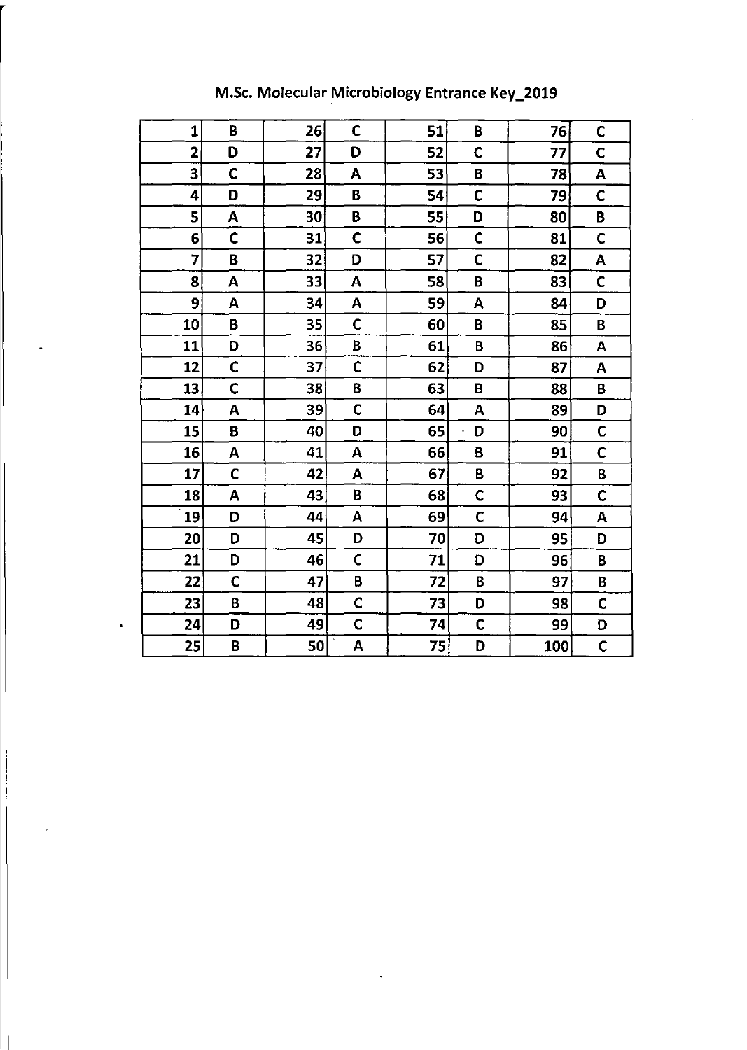# M.Sc. Molecular Microbiology Entrance Key_2019

| | | | | | | | |
|---|---|---|---|---|---|---|---|
| 1 | B | 26 | C | 51 | B | 76 | C |
| 2 | D | 27 | D | 52 | C | 77 | C |
| 3 | C | 28 | A | 53 | B | 78 | A |
| 4 | D | 29 | B | 54 | C | 79 | C |
| 5 | A | 30 | B | 55 | D | 80 | B |
| 6 | C | 31 | C | 56 | C | 81 | C |
| 7 | B | 32 | D | 57 | C | 82 | A |
| 8 | A | 33 | A | 58 | B | 83 | C |
| 9 | A | 34 | A | 59 | A | 84 | D |
| 10 | B | 35 | C | 60 | B | 85 | B |
| 11 | D | 36 | B | 61 | B | 86 | A |
| 12 | C | 37 | C | 62 | D | 87 | A |
| 13 | C | 38 | B | 63 | B | 88 | B |
| 14 | A | 39 | C | 64 | A | 89 | D |
| 15 | B | 40 | D | 65 | D | 90 | C |
| 16 | A | 41 | A | 66 | B | 91 | C |
| 17 | C | 42 | A | 67 | B | 92 | B |
| 18 | A | 43 | B | 68 | C | 93 | C |
| 19 | D | 44 | A | 69 | C | 94 | A |
| 20 | D | 45 | D | 70 | D | 95 | D |
| 21 | D | 46 | C | 71 | D | 96 | B |
| 22 | C | 47 | B | 72 | B | 97 | B |
| 23 | B | 48 | C | 73 | D | 98 | C |
| 24 | D | 49 | C | 74 | C | 99 | D |
| 25 | B | 50 | A | 75 | D | 100 | C |